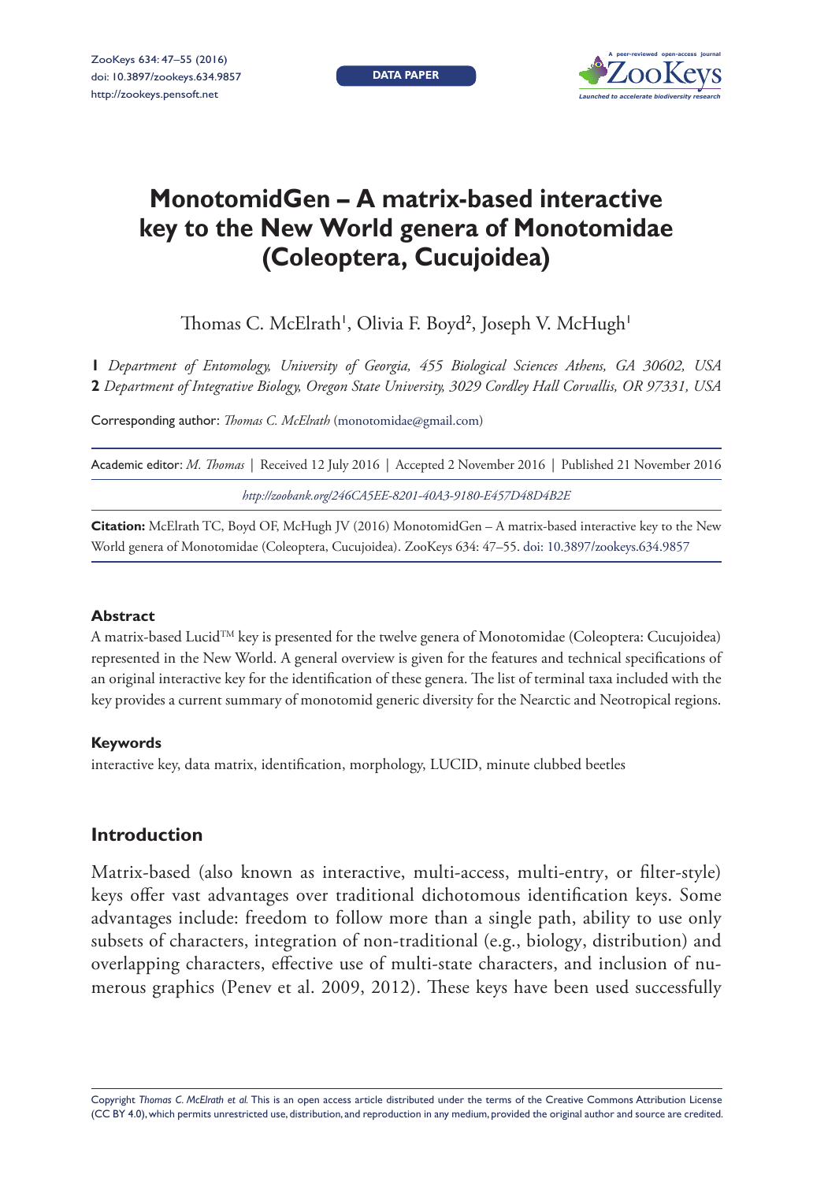DATA PAPER

# MonotomidGen – A matrix-based interactive key to the New World genera of Monotomidae (Coleoptera, Cucujoidea)

Thomas C. McElrath[1], Olivia F. Boyd[2], Joseph V. McHugh[1]

**1** *Department of Entomology, University of Georgia, 455 Biological Sciences Athens, GA 30602, USA*
**2** *Department of Integrative Biology, Oregon State University, 3029 Cordley Hall Corvallis, OR 97331, USA*

Corresponding author: *Thomas C. McElrath* (monotomidae@gmail.com)

Academic editor: *M. Thomas* | Received 12 July 2016 | Accepted 2 November 2016 | Published 21 November 2016

*http://zoobank.org/246CA5EE-8201-40A3-9180-E457D48D4B2E*

**Citation:** McElrath TC, Boyd OF, McHugh JV (2016) MonotomidGen – A matrix-based interactive key to the New World genera of Monotomidae (Coleoptera, Cucujoidea). ZooKeys 634: 47–55. doi: 10.3897/zookeys.634.9857

### Abstract

A matrix-based Lucid™ key is presented for the twelve genera of Monotomidae (Coleoptera: Cucujoidea) represented in the New World. A general overview is given for the features and technical specifications of an original interactive key for the identification of these genera. The list of terminal taxa included with the key provides a current summary of monotomid generic diversity for the Nearctic and Neotropical regions.

### Keywords

interactive key, data matrix, identification, morphology, LUCID, minute clubbed beetles

## Introduction

Matrix-based (also known as interactive, multi-access, multi-entry, or filter-style) keys offer vast advantages over traditional dichotomous identification keys. Some advantages include: freedom to follow more than a single path, ability to use only subsets of characters, integration of non-traditional (e.g., biology, distribution) and overlapping characters, effective use of multi-state characters, and inclusion of numerous graphics (Penev et al. 2009, 2012). These keys have been used successfully

Copyright *Thomas C. McElrath et al.* This is an open access article distributed under the terms of the Creative Commons Attribution License (CC BY 4.0), which permits unrestricted use, distribution, and reproduction in any medium, provided the original author and source are credited.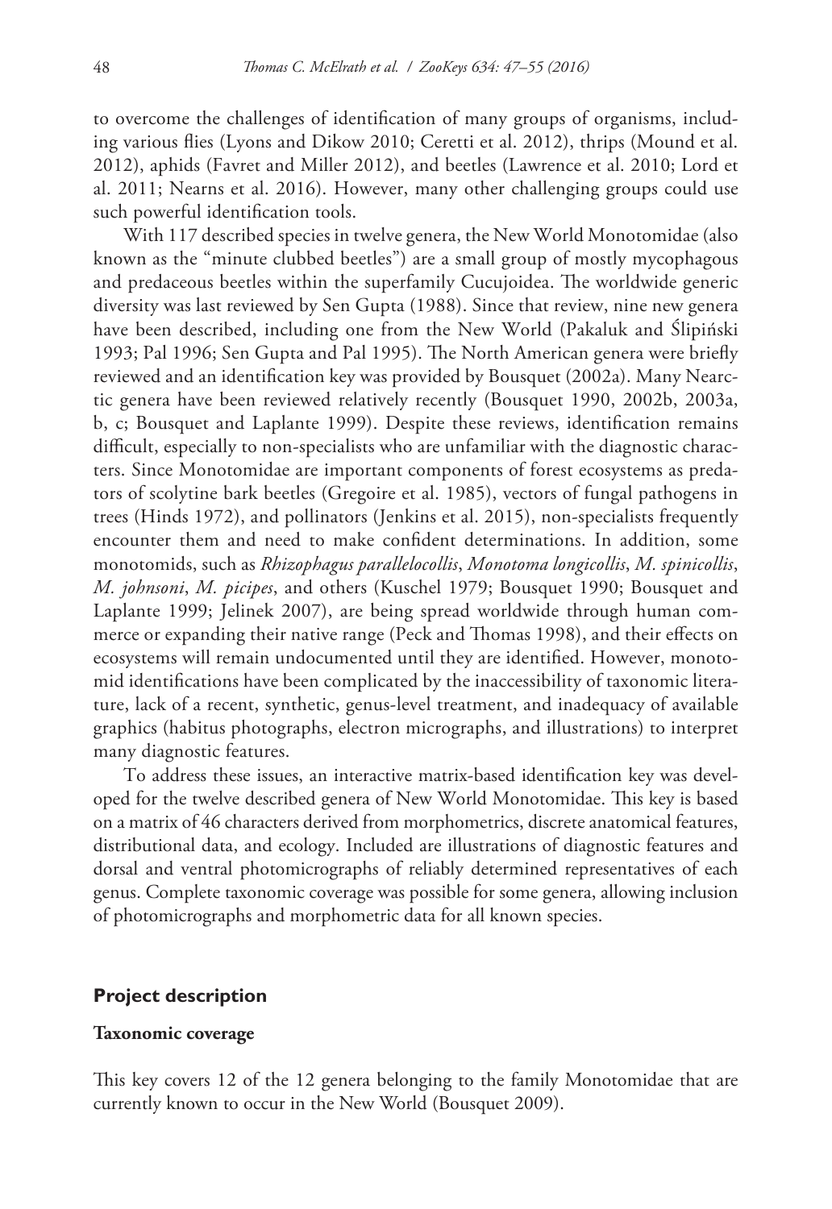to overcome the challenges of identification of many groups of organisms, including various flies (Lyons and Dikow 2010; Ceretti et al. 2012), thrips (Mound et al. 2012), aphids (Favret and Miller 2012), and beetles (Lawrence et al. 2010; Lord et al. 2011; Nearns et al. 2016). However, many other challenging groups could use such powerful identification tools.

With 117 described species in twelve genera, the New World Monotomidae (also known as the "minute clubbed beetles") are a small group of mostly mycophagous and predaceous beetles within the superfamily Cucujoidea. The worldwide generic diversity was last reviewed by Sen Gupta (1988). Since that review, nine new genera have been described, including one from the New World (Pakaluk and Ślipiński 1993; Pal 1996; Sen Gupta and Pal 1995). The North American genera were briefly reviewed and an identification key was provided by Bousquet (2002a). Many Nearctic genera have been reviewed relatively recently (Bousquet 1990, 2002b, 2003a, b, c; Bousquet and Laplante 1999). Despite these reviews, identification remains difficult, especially to non-specialists who are unfamiliar with the diagnostic characters. Since Monotomidae are important components of forest ecosystems as predators of scolytine bark beetles (Gregoire et al. 1985), vectors of fungal pathogens in trees (Hinds 1972), and pollinators (Jenkins et al. 2015), non-specialists frequently encounter them and need to make confident determinations. In addition, some monotomids, such as *Rhizophagus parallelocollis*, *Monotoma longicollis*, *M. spinicollis*, *M. johnsoni*, *M. picipes*, and others (Kuschel 1979; Bousquet 1990; Bousquet and Laplante 1999; Jelinek 2007), are being spread worldwide through human commerce or expanding their native range (Peck and Thomas 1998), and their effects on ecosystems will remain undocumented until they are identified. However, monotomid identifications have been complicated by the inaccessibility of taxonomic literature, lack of a recent, synthetic, genus-level treatment, and inadequacy of available graphics (habitus photographs, electron micrographs, and illustrations) to interpret many diagnostic features.

To address these issues, an interactive matrix-based identification key was developed for the twelve described genera of New World Monotomidae. This key is based on a matrix of 46 characters derived from morphometrics, discrete anatomical features, distributional data, and ecology. Included are illustrations of diagnostic features and dorsal and ventral photomicrographs of reliably determined representatives of each genus. Complete taxonomic coverage was possible for some genera, allowing inclusion of photomicrographs and morphometric data for all known species.

## Project description

### Taxonomic coverage

This key covers 12 of the 12 genera belonging to the family Monotomidae that are currently known to occur in the New World (Bousquet 2009).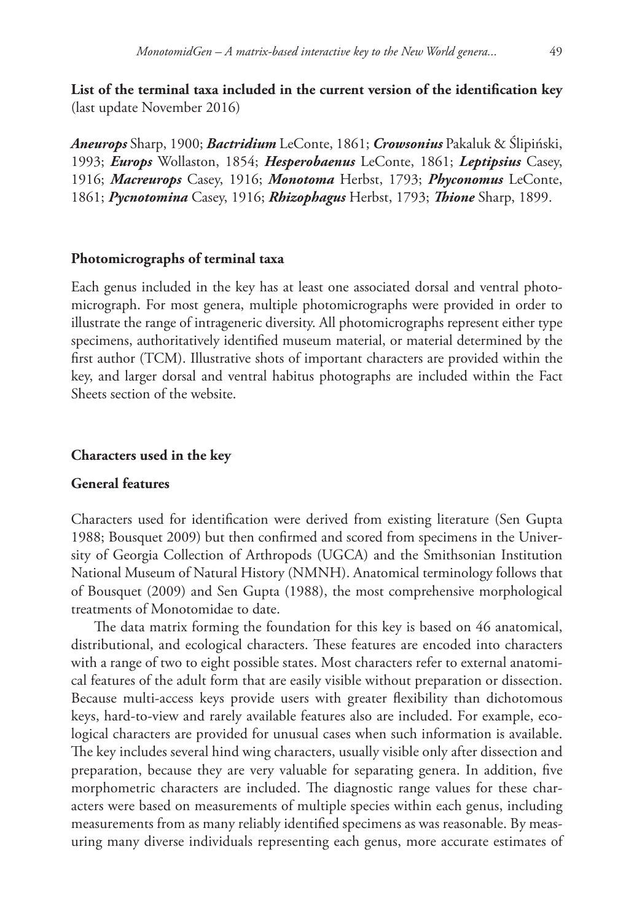**List of the terminal taxa included in the current version of the identification key** (last update November 2016)

***Aneurops*** Sharp, 1900; ***Bactridium*** LeConte, 1861; ***Crowsonius*** Pakaluk & Ślipiński, 1993; ***Europs*** Wollaston, 1854; ***Hesperobaenus*** LeConte, 1861; ***Leptipsius*** Casey, 1916; ***Macreurops*** Casey, 1916; ***Monotoma*** Herbst, 1793; ***Phyconomus*** LeConte, 1861; ***Pycnotomina*** Casey, 1916; ***Rhizophagus*** Herbst, 1793; ***Thione*** Sharp, 1899.

## Photomicrographs of terminal taxa

Each genus included in the key has at least one associated dorsal and ventral photomicrograph. For most genera, multiple photomicrographs were provided in order to illustrate the range of intrageneric diversity. All photomicrographs represent either type specimens, authoritatively identified museum material, or material determined by the first author (TCM). Illustrative shots of important characters are provided within the key, and larger dorsal and ventral habitus photographs are included within the Fact Sheets section of the website.

## Characters used in the key

### General features

Characters used for identification were derived from existing literature (Sen Gupta 1988; Bousquet 2009) but then confirmed and scored from specimens in the University of Georgia Collection of Arthropods (UGCA) and the Smithsonian Institution National Museum of Natural History (NMNH). Anatomical terminology follows that of Bousquet (2009) and Sen Gupta (1988), the most comprehensive morphological treatments of Monotomidae to date.

The data matrix forming the foundation for this key is based on 46 anatomical, distributional, and ecological characters. These features are encoded into characters with a range of two to eight possible states. Most characters refer to external anatomical features of the adult form that are easily visible without preparation or dissection. Because multi-access keys provide users with greater flexibility than dichotomous keys, hard-to-view and rarely available features also are included. For example, ecological characters are provided for unusual cases when such information is available. The key includes several hind wing characters, usually visible only after dissection and preparation, because they are very valuable for separating genera. In addition, five morphometric characters are included. The diagnostic range values for these characters were based on measurements of multiple species within each genus, including measurements from as many reliably identified specimens as was reasonable. By measuring many diverse individuals representing each genus, more accurate estimates of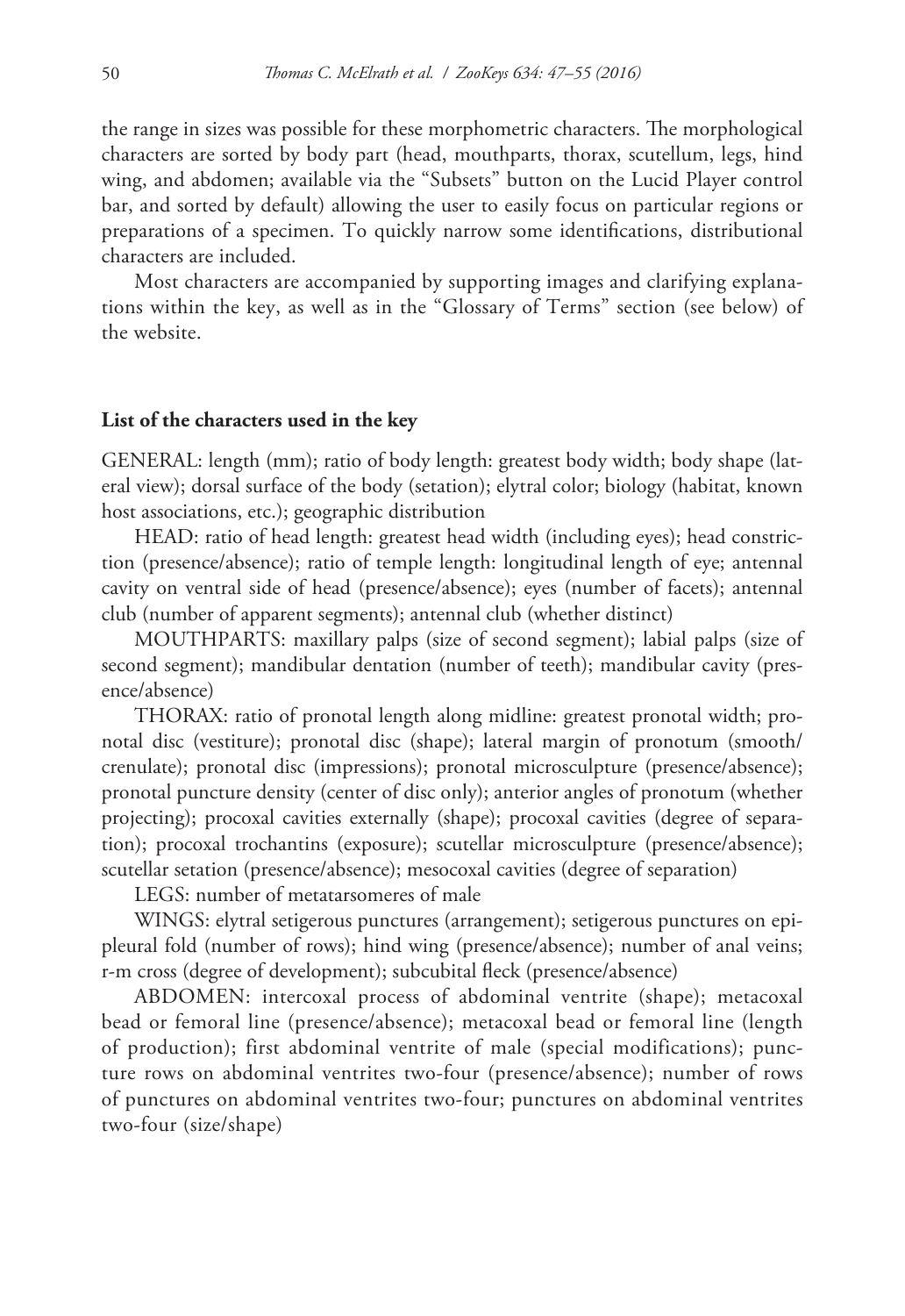the range in sizes was possible for these morphometric characters. The morphological characters are sorted by body part (head, mouthparts, thorax, scutellum, legs, hind wing, and abdomen; available via the "Subsets" button on the Lucid Player control bar, and sorted by default) allowing the user to easily focus on particular regions or preparations of a specimen. To quickly narrow some identifications, distributional characters are included.

Most characters are accompanied by supporting images and clarifying explanations within the key, as well as in the "Glossary of Terms" section (see below) of the website.

### List of the characters used in the key

GENERAL: length (mm); ratio of body length: greatest body width; body shape (lateral view); dorsal surface of the body (setation); elytral color; biology (habitat, known host associations, etc.); geographic distribution

HEAD: ratio of head length: greatest head width (including eyes); head constriction (presence/absence); ratio of temple length: longitudinal length of eye; antennal cavity on ventral side of head (presence/absence); eyes (number of facets); antennal club (number of apparent segments); antennal club (whether distinct)

MOUTHPARTS: maxillary palps (size of second segment); labial palps (size of second segment); mandibular dentation (number of teeth); mandibular cavity (presence/absence)

THORAX: ratio of pronotal length along midline: greatest pronotal width; pronotal disc (vestiture); pronotal disc (shape); lateral margin of pronotum (smooth/crenulate); pronotal disc (impressions); pronotal microsculpture (presence/absence); pronotal puncture density (center of disc only); anterior angles of pronotum (whether projecting); procoxal cavities externally (shape); procoxal cavities (degree of separation); procoxal trochantins (exposure); scutellar microsculpture (presence/absence); scutellar setation (presence/absence); mesocoxal cavities (degree of separation)

LEGS: number of metatarsomeres of male

WINGS: elytral setigerous punctures (arrangement); setigerous punctures on epipleural fold (number of rows); hind wing (presence/absence); number of anal veins; r-m cross (degree of development); subcubital fleck (presence/absence)

ABDOMEN: intercoxal process of abdominal ventrite (shape); metacoxal bead or femoral line (presence/absence); metacoxal bead or femoral line (length of production); first abdominal ventrite of male (special modifications); puncture rows on abdominal ventrites two-four (presence/absence); number of rows of punctures on abdominal ventrites two-four; punctures on abdominal ventrites two-four (size/shape)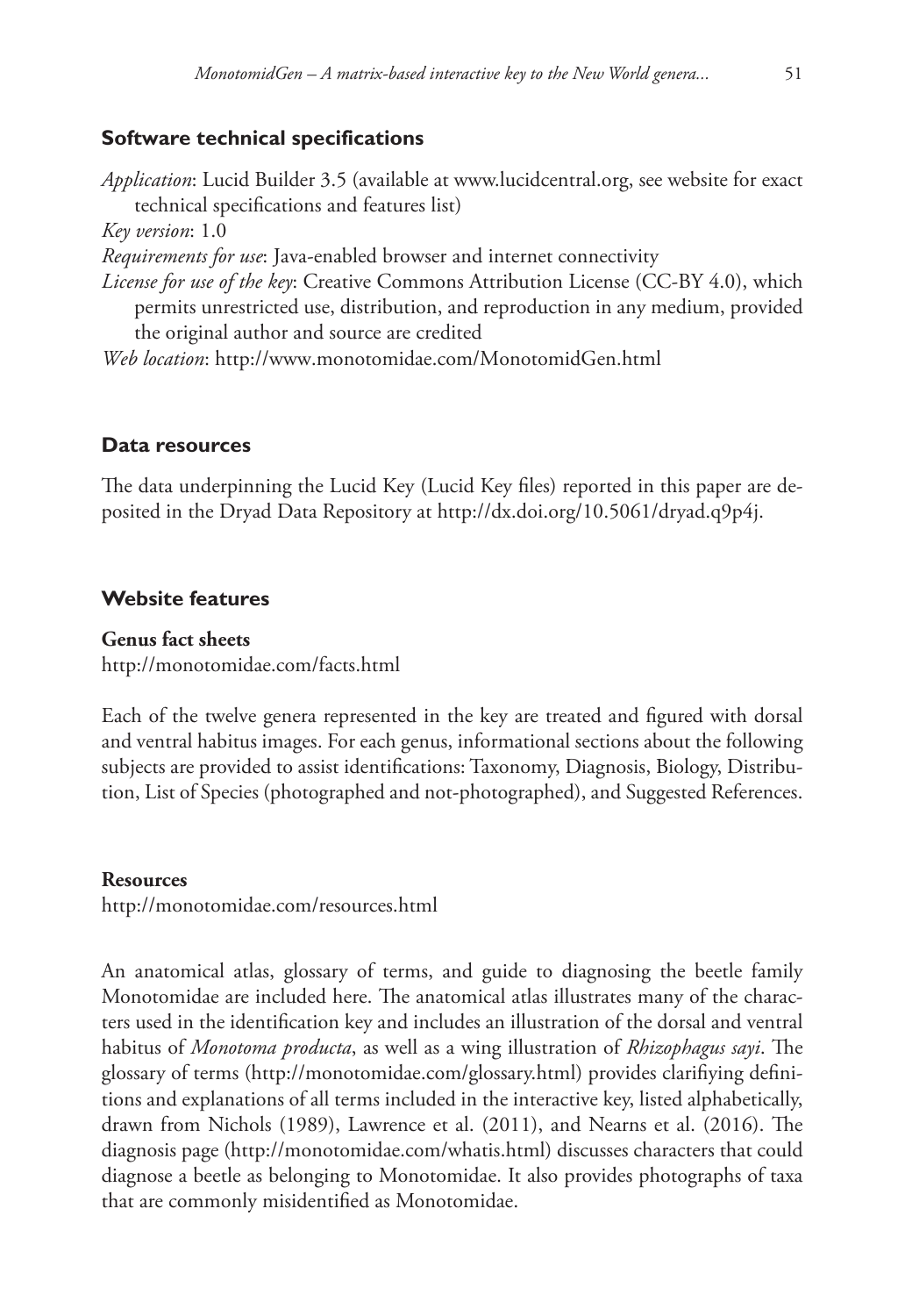## Software technical specifications

*Application*: Lucid Builder 3.5 (available at www.lucidcentral.org, see website for exact technical specifications and features list)

*Key version*: 1.0

*Requirements for use*: Java-enabled browser and internet connectivity

*License for use of the key*: Creative Commons Attribution License (CC-BY 4.0), which permits unrestricted use, distribution, and reproduction in any medium, provided the original author and source are credited

*Web location*: http://www.monotomidae.com/MonotomidGen.html

## Data resources

The data underpinning the Lucid Key (Lucid Key files) reported in this paper are deposited in the Dryad Data Repository at http://dx.doi.org/10.5061/dryad.q9p4j.

## Website features

### Genus fact sheets

http://monotomidae.com/facts.html

Each of the twelve genera represented in the key are treated and figured with dorsal and ventral habitus images. For each genus, informational sections about the following subjects are provided to assist identifications: Taxonomy, Diagnosis, Biology, Distribution, List of Species (photographed and not-photographed), and Suggested References.

### Resources

http://monotomidae.com/resources.html

An anatomical atlas, glossary of terms, and guide to diagnosing the beetle family Monotomidae are included here. The anatomical atlas illustrates many of the characters used in the identification key and includes an illustration of the dorsal and ventral habitus of *Monotoma producta*, as well as a wing illustration of *Rhizophagus sayi*. The glossary of terms (http://monotomidae.com/glossary.html) provides clarifiying definitions and explanations of all terms included in the interactive key, listed alphabetically, drawn from Nichols (1989), Lawrence et al. (2011), and Nearns et al. (2016). The diagnosis page (http://monotomidae.com/whatis.html) discusses characters that could diagnose a beetle as belonging to Monotomidae. It also provides photographs of taxa that are commonly misidentified as Monotomidae.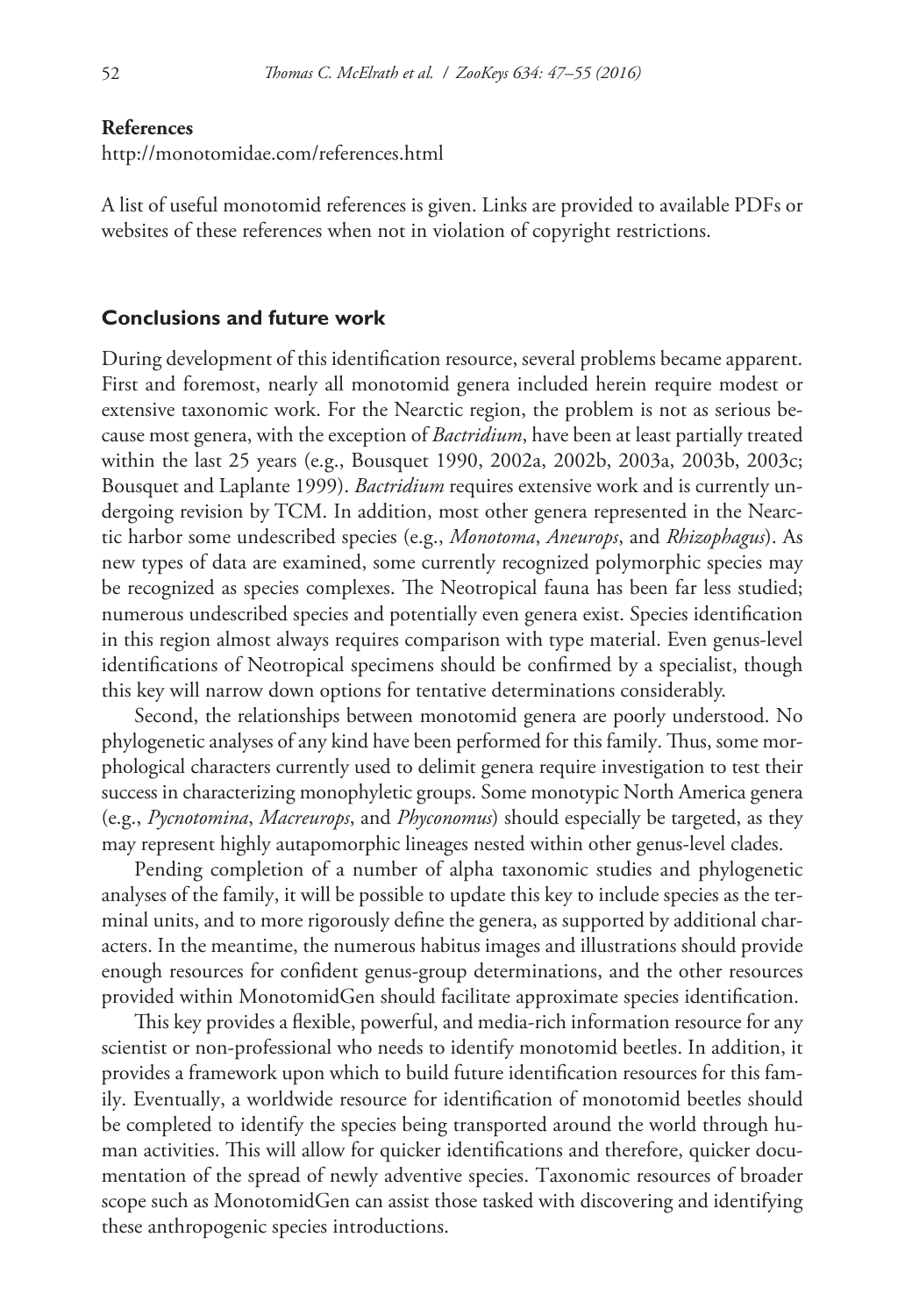**References**

http://monotomidae.com/references.html

A list of useful monotomid references is given. Links are provided to available PDFs or websites of these references when not in violation of copyright restrictions.

## Conclusions and future work

During development of this identification resource, several problems became apparent. First and foremost, nearly all monotomid genera included herein require modest or extensive taxonomic work. For the Nearctic region, the problem is not as serious because most genera, with the exception of *Bactridium*, have been at least partially treated within the last 25 years (e.g., Bousquet 1990, 2002a, 2002b, 2003a, 2003b, 2003c; Bousquet and Laplante 1999). *Bactridium* requires extensive work and is currently undergoing revision by TCM. In addition, most other genera represented in the Nearctic harbor some undescribed species (e.g., *Monotoma*, *Aneurops*, and *Rhizophagus*). As new types of data are examined, some currently recognized polymorphic species may be recognized as species complexes. The Neotropical fauna has been far less studied; numerous undescribed species and potentially even genera exist. Species identification in this region almost always requires comparison with type material. Even genus-level identifications of Neotropical specimens should be confirmed by a specialist, though this key will narrow down options for tentative determinations considerably.

Second, the relationships between monotomid genera are poorly understood. No phylogenetic analyses of any kind have been performed for this family. Thus, some morphological characters currently used to delimit genera require investigation to test their success in characterizing monophyletic groups. Some monotypic North America genera (e.g., *Pycnotomina*, *Macreurops*, and *Phyconomus*) should especially be targeted, as they may represent highly autapomorphic lineages nested within other genus-level clades.

Pending completion of a number of alpha taxonomic studies and phylogenetic analyses of the family, it will be possible to update this key to include species as the terminal units, and to more rigorously define the genera, as supported by additional characters. In the meantime, the numerous habitus images and illustrations should provide enough resources for confident genus-group determinations, and the other resources provided within MonotomidGen should facilitate approximate species identification.

This key provides a flexible, powerful, and media-rich information resource for any scientist or non-professional who needs to identify monotomid beetles. In addition, it provides a framework upon which to build future identification resources for this family. Eventually, a worldwide resource for identification of monotomid beetles should be completed to identify the species being transported around the world through human activities. This will allow for quicker identifications and therefore, quicker documentation of the spread of newly adventive species. Taxonomic resources of broader scope such as MonotomidGen can assist those tasked with discovering and identifying these anthropogenic species introductions.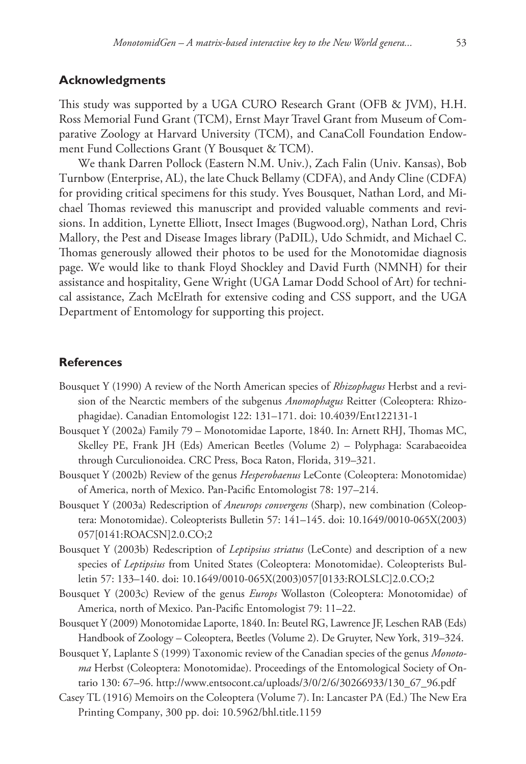## Acknowledgments

This study was supported by a UGA CURO Research Grant (OFB & JVM), H.H. Ross Memorial Fund Grant (TCM), Ernst Mayr Travel Grant from Museum of Comparative Zoology at Harvard University (TCM), and CanaColl Foundation Endowment Fund Collections Grant (Y Bousquet & TCM).

We thank Darren Pollock (Eastern N.M. Univ.), Zach Falin (Univ. Kansas), Bob Turnbow (Enterprise, AL), the late Chuck Bellamy (CDFA), and Andy Cline (CDFA) for providing critical specimens for this study. Yves Bousquet, Nathan Lord, and Michael Thomas reviewed this manuscript and provided valuable comments and revisions. In addition, Lynette Elliott, Insect Images (Bugwood.org), Nathan Lord, Chris Mallory, the Pest and Disease Images library (PaDIL), Udo Schmidt, and Michael C. Thomas generously allowed their photos to be used for the Monotomidae diagnosis page. We would like to thank Floyd Shockley and David Furth (NMNH) for their assistance and hospitality, Gene Wright (UGA Lamar Dodd School of Art) for technical assistance, Zach McElrath for extensive coding and CSS support, and the UGA Department of Entomology for supporting this project.

## References

Bousquet Y (1990) A review of the North American species of *Rhizophagus* Herbst and a revision of the Nearctic members of the subgenus *Anomophagus* Reitter (Coleoptera: Rhizophagidae). Canadian Entomologist 122: 131–171. doi: 10.4039/Ent122131-1

Bousquet Y (2002a) Family 79 – Monotomidae Laporte, 1840. In: Arnett RHJ, Thomas MC, Skelley PE, Frank JH (Eds) American Beetles (Volume 2) – Polyphaga: Scarabaeoidea through Curculionoidea. CRC Press, Boca Raton, Florida, 319–321.

Bousquet Y (2002b) Review of the genus *Hesperobaenus* LeConte (Coleoptera: Monotomidae) of America, north of Mexico. Pan-Pacific Entomologist 78: 197–214.

Bousquet Y (2003a) Redescription of *Aneurops convergens* (Sharp), new combination (Coleoptera: Monotomidae). Coleopterists Bulletin 57: 141–145. doi: 10.1649/0010-065X(2003)057[0141:ROACSN]2.0.CO;2

Bousquet Y (2003b) Redescription of *Leptipsius striatus* (LeConte) and description of a new species of *Leptipsius* from United States (Coleoptera: Monotomidae). Coleopterists Bulletin 57: 133–140. doi: 10.1649/0010-065X(2003)057[0133:ROLSLC]2.0.CO;2

Bousquet Y (2003c) Review of the genus *Europs* Wollaston (Coleoptera: Monotomidae) of America, north of Mexico. Pan-Pacific Entomologist 79: 11–22.

Bousquet Y (2009) Monotomidae Laporte, 1840. In: Beutel RG, Lawrence JF, Leschen RAB (Eds) Handbook of Zoology – Coleoptera, Beetles (Volume 2). De Gruyter, New York, 319–324.

Bousquet Y, Laplante S (1999) Taxonomic review of the Canadian species of the genus *Monotoma* Herbst (Coleoptera: Monotomidae). Proceedings of the Entomological Society of Ontario 130: 67–96. http://www.entsocont.ca/uploads/3/0/2/6/30266933/130_67_96.pdf

Casey TL (1916) Memoirs on the Coleoptera (Volume 7). In: Lancaster PA (Ed.) The New Era Printing Company, 300 pp. doi: 10.5962/bhl.title.1159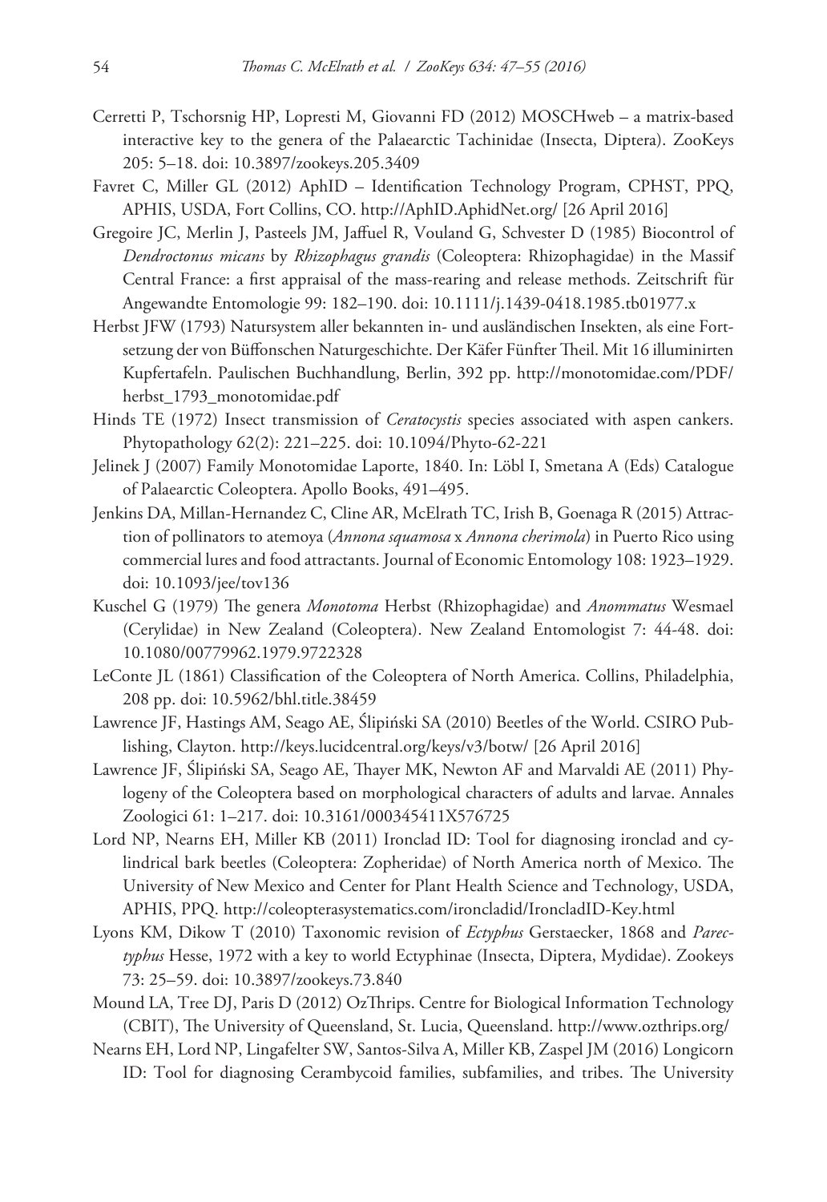Cerretti P, Tschorsnig HP, Lopresti M, Giovanni FD (2012) MOSCHweb – a matrix-based interactive key to the genera of the Palaearctic Tachinidae (Insecta, Diptera). ZooKeys 205: 5–18. doi: 10.3897/zookeys.205.3409

Favret C, Miller GL (2012) AphID – Identification Technology Program, CPHST, PPQ, APHIS, USDA, Fort Collins, CO. http://AphID.AphidNet.org/ [26 April 2016]

Gregoire JC, Merlin J, Pasteels JM, Jaffuel R, Vouland G, Schvester D (1985) Biocontrol of *Dendroctonus micans* by *Rhizophagus grandis* (Coleoptera: Rhizophagidae) in the Massif Central France: a first appraisal of the mass-rearing and release methods. Zeitschrift für Angewandte Entomologie 99: 182–190. doi: 10.1111/j.1439-0418.1985.tb01977.x

Herbst JFW (1793) Natursystem aller bekannten in- und ausländischen Insekten, als eine Fortsetzung der von Büffonschen Naturgeschichte. Der Käfer Fünfter Theil. Mit 16 illuminirten Kupfertafeln. Paulischen Buchhandlung, Berlin, 392 pp. http://monotomidae.com/PDF/herbst_1793_monotomidae.pdf

Hinds TE (1972) Insect transmission of *Ceratocystis* species associated with aspen cankers. Phytopathology 62(2): 221–225. doi: 10.1094/Phyto-62-221

Jelinek J (2007) Family Monotomidae Laporte, 1840. In: Löbl I, Smetana A (Eds) Catalogue of Palaearctic Coleoptera. Apollo Books, 491–495.

Jenkins DA, Millan-Hernandez C, Cline AR, McElrath TC, Irish B, Goenaga R (2015) Attraction of pollinators to atemoya (*Annona squamosa* x *Annona cherimola*) in Puerto Rico using commercial lures and food attractants. Journal of Economic Entomology 108: 1923–1929. doi: 10.1093/jee/tov136

Kuschel G (1979) The genera *Monotoma* Herbst (Rhizophagidae) and *Anommatus* Wesmael (Cerylidae) in New Zealand (Coleoptera). New Zealand Entomologist 7: 44-48. doi: 10.1080/00779962.1979.9722328

LeConte JL (1861) Classification of the Coleoptera of North America. Collins, Philadelphia, 208 pp. doi: 10.5962/bhl.title.38459

Lawrence JF, Hastings AM, Seago AE, Ślipiński SA (2010) Beetles of the World. CSIRO Publishing, Clayton. http://keys.lucidcentral.org/keys/v3/botw/ [26 April 2016]

Lawrence JF, Ślipiński SA, Seago AE, Thayer MK, Newton AF and Marvaldi AE (2011) Phylogeny of the Coleoptera based on morphological characters of adults and larvae. Annales Zoologici 61: 1–217. doi: 10.3161/000345411X576725

Lord NP, Nearns EH, Miller KB (2011) Ironclad ID: Tool for diagnosing ironclad and cylindrical bark beetles (Coleoptera: Zopheridae) of North America north of Mexico. The University of New Mexico and Center for Plant Health Science and Technology, USDA, APHIS, PPQ. http://coleopterasystematics.com/ironcladid/IroncladID-Key.html

Lyons KM, Dikow T (2010) Taxonomic revision of *Ectyphus* Gerstaecker, 1868 and *Parectyphus* Hesse, 1972 with a key to world Ectyphinae (Insecta, Diptera, Mydidae). Zookeys 73: 25–59. doi: 10.3897/zookeys.73.840

Mound LA, Tree DJ, Paris D (2012) OzThrips. Centre for Biological Information Technology (CBIT), The University of Queensland, St. Lucia, Queensland. http://www.ozthrips.org/

Nearns EH, Lord NP, Lingafelter SW, Santos-Silva A, Miller KB, Zaspel JM (2016) Longicorn ID: Tool for diagnosing Cerambycoid families, subfamilies, and tribes. The University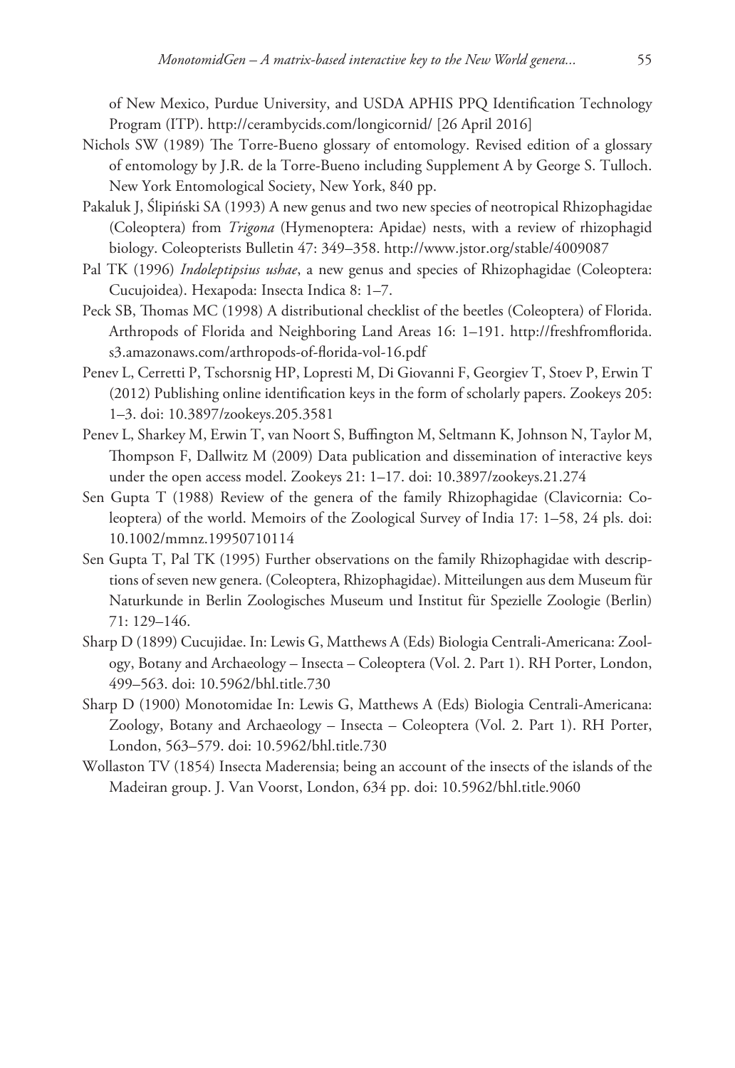of New Mexico, Purdue University, and USDA APHIS PPQ Identification Technology Program (ITP). http://cerambycids.com/longicornid/ [26 April 2016]

Nichols SW (1989) The Torre-Bueno glossary of entomology. Revised edition of a glossary of entomology by J.R. de la Torre-Bueno including Supplement A by George S. Tulloch. New York Entomological Society, New York, 840 pp.

Pakaluk J, Ślipiński SA (1993) A new genus and two new species of neotropical Rhizophagidae (Coleoptera) from *Trigona* (Hymenoptera: Apidae) nests, with a review of rhizophagid biology. Coleopterists Bulletin 47: 349–358. http://www.jstor.org/stable/4009087

Pal TK (1996) *Indoleptipsius ushae*, a new genus and species of Rhizophagidae (Coleoptera: Cucujoidea). Hexapoda: Insecta Indica 8: 1–7.

Peck SB, Thomas MC (1998) A distributional checklist of the beetles (Coleoptera) of Florida. Arthropods of Florida and Neighboring Land Areas 16: 1–191. http://freshfromflorida.s3.amazonaws.com/arthropods-of-florida-vol-16.pdf

Penev L, Cerretti P, Tschorsnig HP, Lopresti M, Di Giovanni F, Georgiev T, Stoev P, Erwin T (2012) Publishing online identification keys in the form of scholarly papers. Zookeys 205: 1–3. doi: 10.3897/zookeys.205.3581

Penev L, Sharkey M, Erwin T, van Noort S, Buffington M, Seltmann K, Johnson N, Taylor M, Thompson F, Dallwitz M (2009) Data publication and dissemination of interactive keys under the open access model. Zookeys 21: 1–17. doi: 10.3897/zookeys.21.274

Sen Gupta T (1988) Review of the genera of the family Rhizophagidae (Clavicornia: Coleoptera) of the world. Memoirs of the Zoological Survey of India 17: 1–58, 24 pls. doi: 10.1002/mmnz.19950710114

Sen Gupta T, Pal TK (1995) Further observations on the family Rhizophagidae with descriptions of seven new genera. (Coleoptera, Rhizophagidae). Mitteilungen aus dem Museum für Naturkunde in Berlin Zoologisches Museum und Institut für Spezielle Zoologie (Berlin) 71: 129–146.

Sharp D (1899) Cucujidae. In: Lewis G, Matthews A (Eds) Biologia Centrali-Americana: Zoology, Botany and Archaeology – Insecta – Coleoptera (Vol. 2. Part 1). RH Porter, London, 499–563. doi: 10.5962/bhl.title.730

Sharp D (1900) Monotomidae In: Lewis G, Matthews A (Eds) Biologia Centrali-Americana: Zoology, Botany and Archaeology – Insecta – Coleoptera (Vol. 2. Part 1). RH Porter, London, 563–579. doi: 10.5962/bhl.title.730

Wollaston TV (1854) Insecta Maderensia; being an account of the insects of the islands of the Madeiran group. J. Van Voorst, London, 634 pp. doi: 10.5962/bhl.title.9060